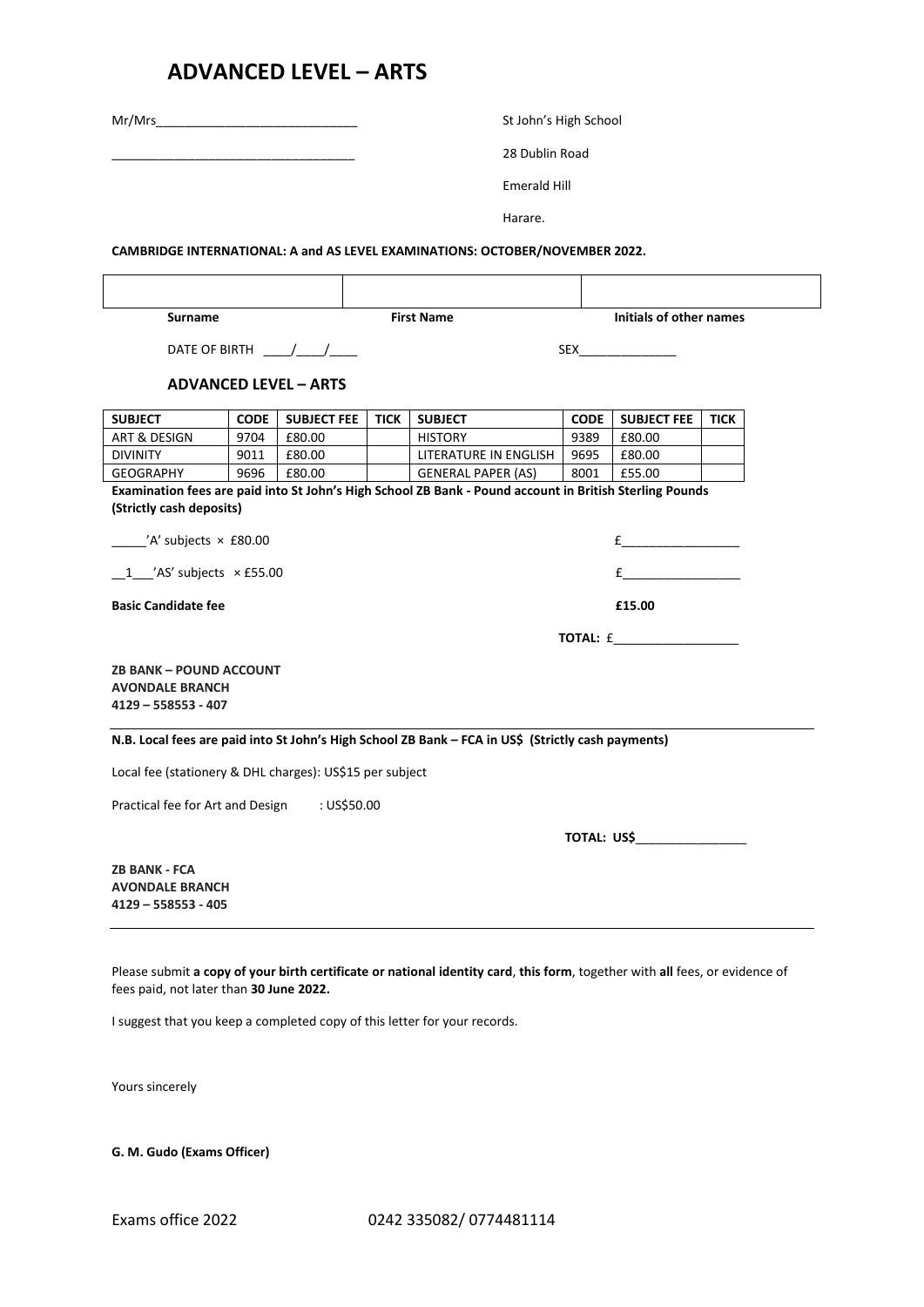# ADVANCED LEVEL – ARTS

Mr/Mrs_____________________________

___________________________________

St John's High School

28 Dublin Road

Emerald Hill

Harare.

**CAMBRIDGE INTERNATIONAL: A and AS LEVEL EXAMINATIONS: OCTOBER/NOVEMBER 2022.**

| | | |
|---|---|---|
| | | |
| **Surname** | **First Name** | **Initials of other names** |

DATE OF BIRTH \_\_\_\_/\_\_\_\_/\_\_\_\_ SEX______________

### ADVANCED LEVEL – ARTS

| SUBJECT | CODE | SUBJECT FEE | TICK | SUBJECT | CODE | SUBJECT FEE | TICK |
|---|---|---|---|---|---|---|---|
| ART & DESIGN | 9704 | £80.00 | | HISTORY | 9389 | £80.00 | |
| DIVINITY | 9011 | £80.00 | | LITERATURE IN ENGLISH | 9695 | £80.00 | |
| GEOGRAPHY | 9696 | £80.00 | | GENERAL PAPER (AS) | 8001 | £55.00 | |

**Examination fees are paid into St John's High School ZB Bank - Pound account in British Sterling Pounds (Strictly cash deposits)**

_____'A' subjects × £80.00 £_________________

__1___'AS' subjects × £55.00 £_________________

**Basic Candidate fee** **£15.00**

**TOTAL:** £__________________

**ZB BANK – POUND ACCOUNT**
**AVONDALE BRANCH**
**4129 – 558553 - 407**

**N.B. Local fees are paid into St John's High School ZB Bank – FCA in US$ (Strictly cash payments)**

Local fee (stationery & DHL charges): US$15 per subject

Practical fee for Art and Design : US$50.00

**TOTAL: US$**________________

**ZB BANK - FCA**
**AVONDALE BRANCH**
**4129 – 558553 - 405**

Please submit **a copy of your birth certificate or national identity card**, **this form**, together with **all** fees, or evidence of fees paid, not later than **30 June 2022.**

I suggest that you keep a completed copy of this letter for your records.

Yours sincerely

**G. M. Gudo (Exams Officer)**

Exams office 2022 0242 335082/ 0774481114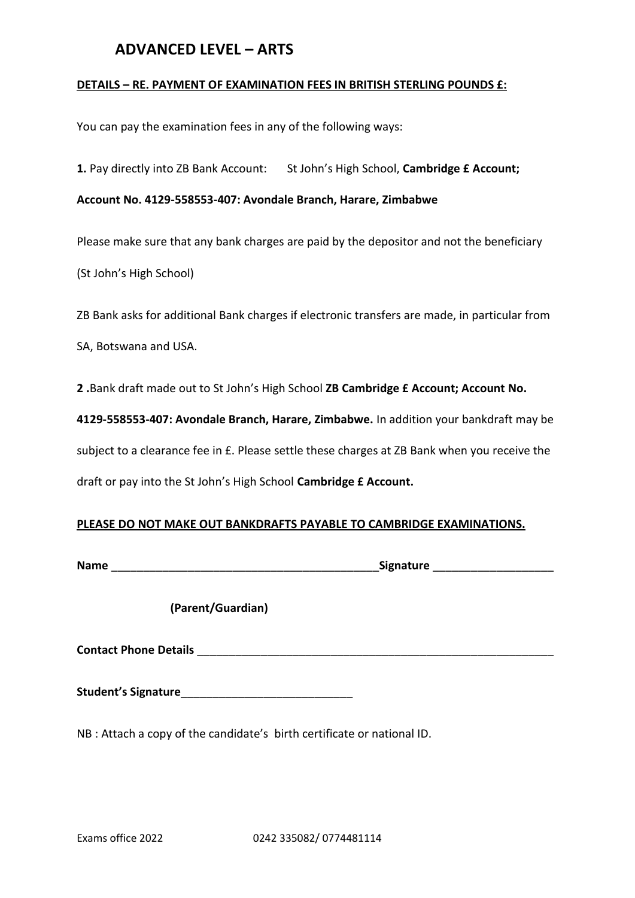# ADVANCED LEVEL – ARTS

**DETAILS – RE. PAYMENT OF EXAMINATION FEES IN BRITISH STERLING POUNDS £:**

You can pay the examination fees in any of the following ways:

**1.** Pay directly into ZB Bank Account: St John's High School, **Cambridge £ Account;**

**Account No. 4129-558553-407: Avondale Branch, Harare, Zimbabwe**

Please make sure that any bank charges are paid by the depositor and not the beneficiary (St John's High School)

ZB Bank asks for additional Bank charges if electronic transfers are made, in particular from SA, Botswana and USA.

**2 .**Bank draft made out to St John's High School **ZB Cambridge £ Account; Account No. 4129-558553-407: Avondale Branch, Harare, Zimbabwe.** In addition your bankdraft may be subject to a clearance fee in £. Please settle these charges at ZB Bank when you receive the draft or pay into the St John's High School **Cambridge £ Account.**

**PLEASE DO NOT MAKE OUT BANKDRAFTS PAYABLE TO CAMBRIDGE EXAMINATIONS.**

**Name** ___________________________________________ **Signature** ___________________

**(Parent/Guardian)**

**Contact Phone Details** __________________________________________________________

**Student's Signature**___________________________

NB : Attach a copy of the candidate's birth certificate or national ID.

Exams office 2022 0242 335082/ 0774481114